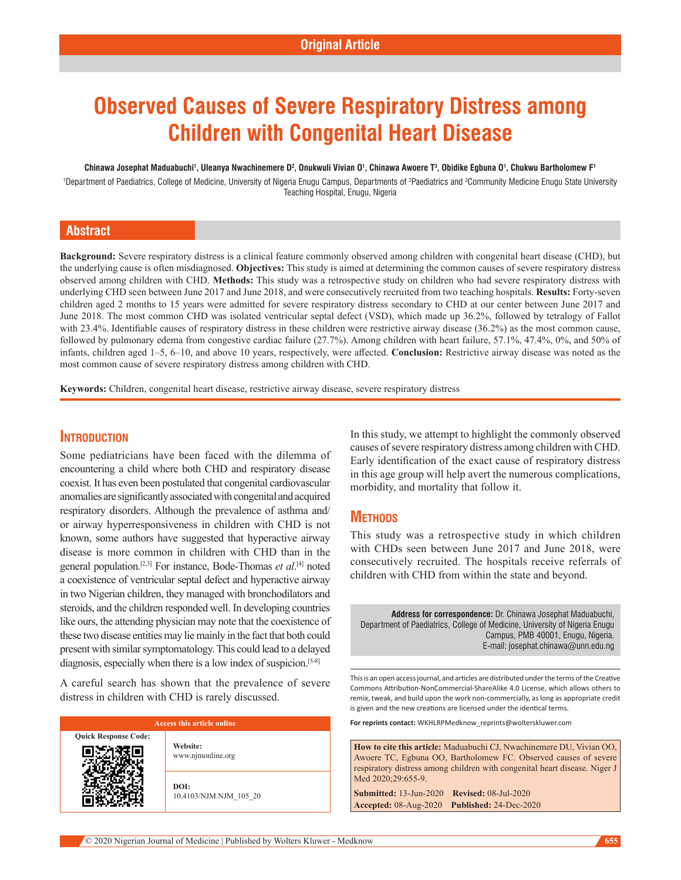Original Article

# Observed Causes of Severe Respiratory Distress among Children with Congenital Heart Disease

**Chinawa Josephat Maduabuchi[1], Uleanya Nwachinemere D[2], Onukwuli Vivian O[1], Chinawa Awoere T[3], Obidike Egbuna O[1], Chukwu Bartholomew F[1]**

[1]Department of Paediatrics, College of Medicine, University of Nigeria Enugu Campus, Departments of [2]Paediatrics and [3]Community Medicine Enugu State University Teaching Hospital, Enugu, Nigeria

## Abstract

**Background:** Severe respiratory distress is a clinical feature commonly observed among children with congenital heart disease (CHD), but the underlying cause is often misdiagnosed. **Objectives:** This study is aimed at determining the common causes of severe respiratory distress observed among children with CHD. **Methods:** This study was a retrospective study on children who had severe respiratory distress with underlying CHD seen between June 2017 and June 2018, and were consecutively recruited from two teaching hospitals. **Results:** Forty-seven children aged 2 months to 15 years were admitted for severe respiratory distress secondary to CHD at our center between June 2017 and June 2018. The most common CHD was isolated ventricular septal defect (VSD), which made up 36.2%, followed by tetralogy of Fallot with 23.4%. Identifiable causes of respiratory distress in these children were restrictive airway disease (36.2%) as the most common cause, followed by pulmonary edema from congestive cardiac failure (27.7%). Among children with heart failure, 57.1%, 47.4%, 0%, and 50% of infants, children aged 1–5, 6–10, and above 10 years, respectively, were affected. **Conclusion:** Restrictive airway disease was noted as the most common cause of severe respiratory distress among children with CHD.

**Keywords:** Children, congenital heart disease, restrictive airway disease, severe respiratory distress

## Introduction

Some pediatricians have been faced with the dilemma of encountering a child where both CHD and respiratory disease coexist. It has even been postulated that congenital cardiovascular anomalies are significantly associated with congenital and acquired respiratory disorders. Although the prevalence of asthma and/or airway hyperresponsiveness in children with CHD is not known, some authors have suggested that hyperactive airway disease is more common in children with CHD than in the general population.[2,3] For instance, Bode-Thomas *et al*.[4] noted a coexistence of ventricular septal defect and hyperactive airway in two Nigerian children, they managed with bronchodilators and steroids, and the children responded well. In developing countries like ours, the attending physician may note that the coexistence of these two disease entities may lie mainly in the fact that both could present with similar symptomatology. This could lead to a delayed diagnosis, especially when there is a low index of suspicion.[5-8]

A careful search has shown that the prevalence of severe distress in children with CHD is rarely discussed.

In this study, we attempt to highlight the commonly observed causes of severe respiratory distress among children with CHD. Early identification of the exact cause of respiratory distress in this age group will help avert the numerous complications, morbidity, and mortality that follow it.

## Methods

This study was a retrospective study in which children with CHDs seen between June 2017 and June 2018, were consecutively recruited. The hospitals receive referrals of children with CHD from within the state and beyond.

**Address for correspondence:** Dr. Chinawa Josephat Maduabuchi, Department of Paediatrics, College of Medicine, University of Nigeria Enugu Campus, PMB 40001, Enugu, Nigeria. E-mail: josephat.chinawa@unn.edu.ng

| Access this article online | |
|---|---|
| Quick Response Code: | Website: www.njmonline.org |
| | DOI: 10.4103/NJM.NJM_105_20 |

This is an open access journal, and articles are distributed under the terms of the Creative Commons Attribution-NonCommercial-ShareAlike 4.0 License, which allows others to remix, tweak, and build upon the work non-commercially, as long as appropriate credit is given and the new creations are licensed under the identical terms.

**For reprints contact:** WKHLRPMedknow_reprints@wolterskluwer.com

**How to cite this article:** Maduabuchi CJ, Nwachinemere DU, Vivian OO, Awoere TC, Egbuna OO, Bartholomew FC. Observed causes of severe respiratory distress among children with congenital heart disease. Niger J Med 2020;29:655-9.

**Submitted:** 13-Jun-2020 **Revised:** 08-Jul-2020 **Accepted:** 08-Aug-2020 **Published:** 24-Dec-2020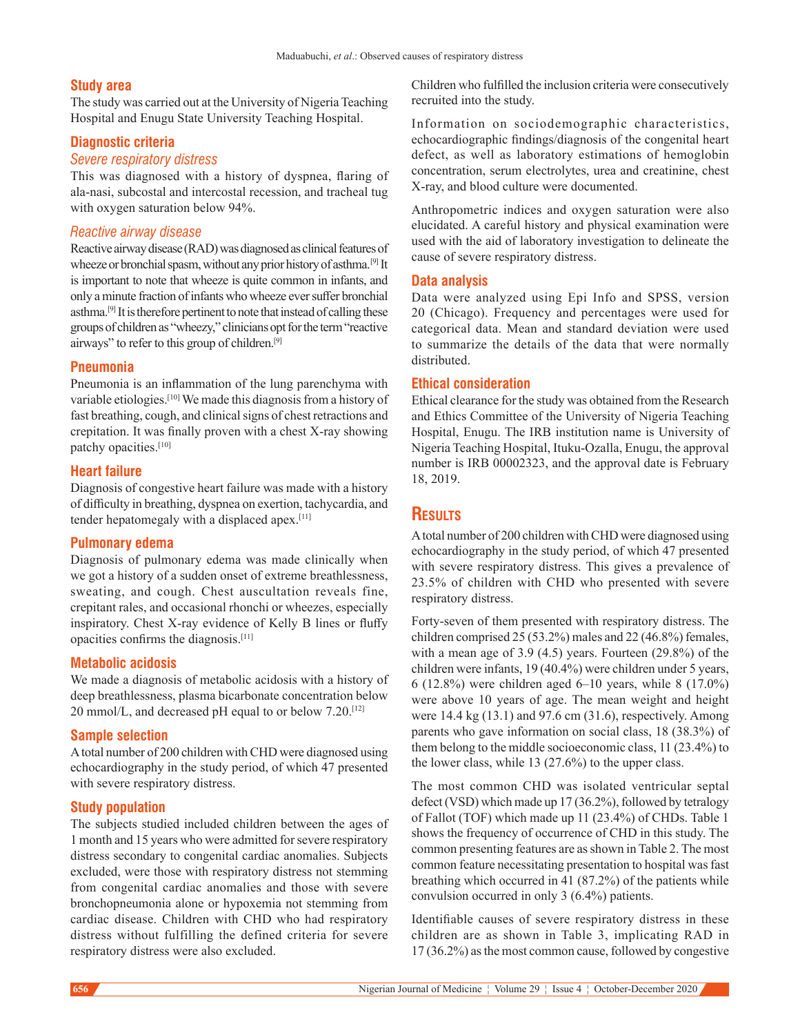## Study area

The study was carried out at the University of Nigeria Teaching Hospital and Enugu State University Teaching Hospital.

## Diagnostic criteria

### *Severe respiratory distress*

This was diagnosed with a history of dyspnea, flaring of ala-nasi, subcostal and intercostal recession, and tracheal tug with oxygen saturation below 94%.

### *Reactive airway disease*

Reactive airway disease (RAD) was diagnosed as clinical features of wheeze or bronchial spasm, without any prior history of asthma.[9] It is important to note that wheeze is quite common in infants, and only a minute fraction of infants who wheeze ever suffer bronchial asthma.[9] It is therefore pertinent to note that instead of calling these groups of children as "wheezy," clinicians opt for the term "reactive airways" to refer to this group of children.[9]

## Pneumonia

Pneumonia is an inflammation of the lung parenchyma with variable etiologies.[10] We made this diagnosis from a history of fast breathing, cough, and clinical signs of chest retractions and crepitation. It was finally proven with a chest X-ray showing patchy opacities.[10]

## Heart failure

Diagnosis of congestive heart failure was made with a history of difficulty in breathing, dyspnea on exertion, tachycardia, and tender hepatomegaly with a displaced apex.[11]

## Pulmonary edema

Diagnosis of pulmonary edema was made clinically when we got a history of a sudden onset of extreme breathlessness, sweating, and cough. Chest auscultation reveals fine, crepitant rales, and occasional rhonchi or wheezes, especially inspiratory. Chest X-ray evidence of Kelly B lines or fluffy opacities confirms the diagnosis.[11]

## Metabolic acidosis

We made a diagnosis of metabolic acidosis with a history of deep breathlessness, plasma bicarbonate concentration below 20 mmol/L, and decreased pH equal to or below 7.20.[12]

## Sample selection

A total number of 200 children with CHD were diagnosed using echocardiography in the study period, of which 47 presented with severe respiratory distress.

## Study population

The subjects studied included children between the ages of 1 month and 15 years who were admitted for severe respiratory distress secondary to congenital cardiac anomalies. Subjects excluded, were those with respiratory distress not stemming from congenital cardiac anomalies and those with severe bronchopneumonia alone or hypoxemia not stemming from cardiac disease. Children with CHD who had respiratory distress without fulfilling the defined criteria for severe respiratory distress were also excluded.

Children who fulfilled the inclusion criteria were consecutively recruited into the study.

Information on sociodemographic characteristics, echocardiographic findings/diagnosis of the congenital heart defect, as well as laboratory estimations of hemoglobin concentration, serum electrolytes, urea and creatinine, chest X-ray, and blood culture were documented.

Anthropometric indices and oxygen saturation were also elucidated. A careful history and physical examination were used with the aid of laboratory investigation to delineate the cause of severe respiratory distress.

## Data analysis

Data were analyzed using Epi Info and SPSS, version 20 (Chicago). Frequency and percentages were used for categorical data. Mean and standard deviation were used to summarize the details of the data that were normally distributed.

## Ethical consideration

Ethical clearance for the study was obtained from the Research and Ethics Committee of the University of Nigeria Teaching Hospital, Enugu. The IRB institution name is University of Nigeria Teaching Hospital, Ituku-Ozalla, Enugu, the approval number is IRB 00002323, and the approval date is February 18, 2019.

# Results

A total number of 200 children with CHD were diagnosed using echocardiography in the study period, of which 47 presented with severe respiratory distress. This gives a prevalence of 23.5% of children with CHD who presented with severe respiratory distress.

Forty-seven of them presented with respiratory distress. The children comprised 25 (53.2%) males and 22 (46.8%) females, with a mean age of 3.9 (4.5) years. Fourteen (29.8%) of the children were infants, 19 (40.4%) were children under 5 years, 6 (12.8%) were children aged 6–10 years, while 8 (17.0%) were above 10 years of age. The mean weight and height were 14.4 kg (13.1) and 97.6 cm (31.6), respectively. Among parents who gave information on social class, 18 (38.3%) of them belong to the middle socioeconomic class, 11 (23.4%) to the lower class, while 13 (27.6%) to the upper class.

The most common CHD was isolated ventricular septal defect (VSD) which made up 17 (36.2%), followed by tetralogy of Fallot (TOF) which made up 11 (23.4%) of CHDs. Table 1 shows the frequency of occurrence of CHD in this study. The common presenting features are as shown in Table 2. The most common feature necessitating presentation to hospital was fast breathing which occurred in 41 (87.2%) of the patients while convulsion occurred in only 3 (6.4%) patients.

Identifiable causes of severe respiratory distress in these children are as shown in Table 3, implicating RAD in 17 (36.2%) as the most common cause, followed by congestive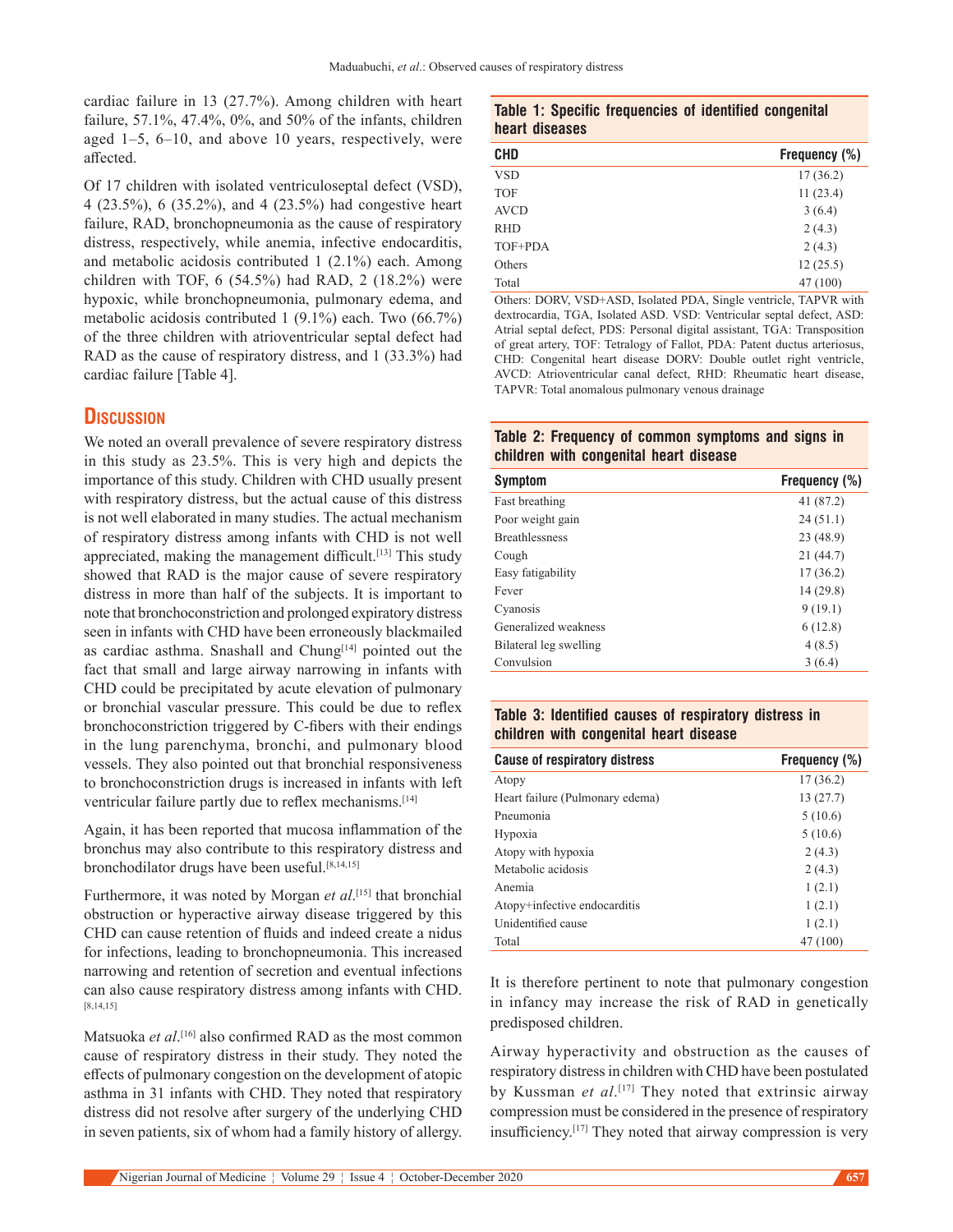cardiac failure in 13 (27.7%). Among children with heart failure, 57.1%, 47.4%, 0%, and 50% of the infants, children aged 1–5, 6–10, and above 10 years, respectively, were affected.

Of 17 children with isolated ventriculoseptal defect (VSD), 4 (23.5%), 6 (35.2%), and 4 (23.5%) had congestive heart failure, RAD, bronchopneumonia as the cause of respiratory distress, respectively, while anemia, infective endocarditis, and metabolic acidosis contributed 1 (2.1%) each. Among children with TOF, 6 (54.5%) had RAD, 2 (18.2%) were hypoxic, while bronchopneumonia, pulmonary edema, and metabolic acidosis contributed 1 (9.1%) each. Two (66.7%) of the three children with atrioventricular septal defect had RAD as the cause of respiratory distress, and 1 (33.3%) had cardiac failure [Table 4].

## Discussion

We noted an overall prevalence of severe respiratory distress in this study as 23.5%. This is very high and depicts the importance of this study. Children with CHD usually present with respiratory distress, but the actual cause of this distress is not well elaborated in many studies. The actual mechanism of respiratory distress among infants with CHD is not well appreciated, making the management difficult.[13] This study showed that RAD is the major cause of severe respiratory distress in more than half of the subjects. It is important to note that bronchoconstriction and prolonged expiratory distress seen in infants with CHD have been erroneously blackmailed as cardiac asthma. Snashall and Chung[14] pointed out the fact that small and large airway narrowing in infants with CHD could be precipitated by acute elevation of pulmonary or bronchial vascular pressure. This could be due to reflex bronchoconstriction triggered by C-fibers with their endings in the lung parenchyma, bronchi, and pulmonary blood vessels. They also pointed out that bronchial responsiveness to bronchoconstriction drugs is increased in infants with left ventricular failure partly due to reflex mechanisms.[14]

Again, it has been reported that mucosa inflammation of the bronchus may also contribute to this respiratory distress and bronchodilator drugs have been useful.[8,14,15]

Furthermore, it was noted by Morgan *et al*.[15] that bronchial obstruction or hyperactive airway disease triggered by this CHD can cause retention of fluids and indeed create a nidus for infections, leading to bronchopneumonia. This increased narrowing and retention of secretion and eventual infections can also cause respiratory distress among infants with CHD.[8,14,15]

Matsuoka *et al*.[16] also confirmed RAD as the most common cause of respiratory distress in their study. They noted the effects of pulmonary congestion on the development of atopic asthma in 31 infants with CHD. They noted that respiratory distress did not resolve after surgery of the underlying CHD in seven patients, six of whom had a family history of allergy.

**Table 1: Specific frequencies of identified congenital heart diseases**

| CHD | Frequency (%) |
|---|---|
| VSD | 17 (36.2) |
| TOF | 11 (23.4) |
| AVCD | 3 (6.4) |
| RHD | 2 (4.3) |
| TOF+PDA | 2 (4.3) |
| Others | 12 (25.5) |
| Total | 47 (100) |

Others: DORV, VSD+ASD, Isolated PDA, Single ventricle, TAPVR with dextrocardia, TGA, Isolated ASD. VSD: Ventricular septal defect, ASD: Atrial septal defect, PDS: Personal digital assistant, TGA: Transposition of great artery, TOF: Tetralogy of Fallot, PDA: Patent ductus arteriosus, CHD: Congenital heart disease DORV: Double outlet right ventricle, AVCD: Atrioventricular canal defect, RHD: Rheumatic heart disease, TAPVR: Total anomalous pulmonary venous drainage

**Table 2: Frequency of common symptoms and signs in children with congenital heart disease**

| Symptom | Frequency (%) |
|---|---|
| Fast breathing | 41 (87.2) |
| Poor weight gain | 24 (51.1) |
| Breathlessness | 23 (48.9) |
| Cough | 21 (44.7) |
| Easy fatigability | 17 (36.2) |
| Fever | 14 (29.8) |
| Cyanosis | 9 (19.1) |
| Generalized weakness | 6 (12.8) |
| Bilateral leg swelling | 4 (8.5) |
| Convulsion | 3 (6.4) |

**Table 3: Identified causes of respiratory distress in children with congenital heart disease**

| Cause of respiratory distress | Frequency (%) |
|---|---|
| Atopy | 17 (36.2) |
| Heart failure (Pulmonary edema) | 13 (27.7) |
| Pneumonia | 5 (10.6) |
| Hypoxia | 5 (10.6) |
| Atopy with hypoxia | 2 (4.3) |
| Metabolic acidosis | 2 (4.3) |
| Anemia | 1 (2.1) |
| Atopy+infective endocarditis | 1 (2.1) |
| Unidentified cause | 1 (2.1) |
| Total | 47 (100) |

It is therefore pertinent to note that pulmonary congestion in infancy may increase the risk of RAD in genetically predisposed children.

Airway hyperactivity and obstruction as the causes of respiratory distress in children with CHD have been postulated by Kussman *et al*.[17] They noted that extrinsic airway compression must be considered in the presence of respiratory insufficiency.[17] They noted that airway compression is very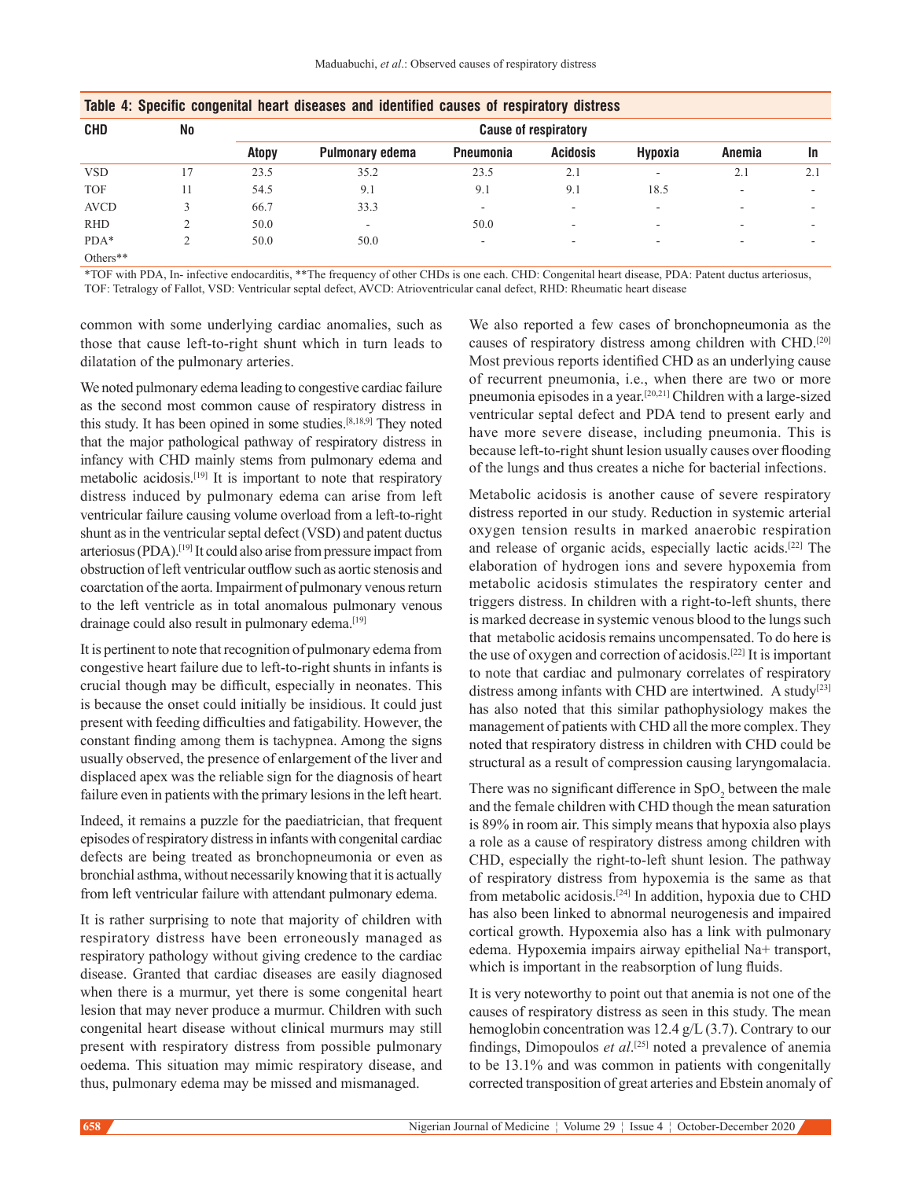**Table 4: Specific congenital heart diseases and identified causes of respiratory distress**

| CHD | No | Cause of respiratory | | | | | | |
|---|---|---|---|---|---|---|---|---|
| | | Atopy | Pulmonary edema | Pneumonia | Acidosis | Hypoxia | Anemia | In |
| VSD | 17 | 23.5 | 35.2 | 23.5 | 2.1 | - | 2.1 | 2.1 |
| TOF | 11 | 54.5 | 9.1 | 9.1 | 9.1 | 18.5 | - | - |
| AVCD | 3 | 66.7 | 33.3 | - | - | - | - | - |
| RHD | 2 | 50.0 | - | 50.0 | - | - | - | - |
| PDA* | 2 | 50.0 | 50.0 | - | - | - | - | - |
| Others** | | | | | | | | |

*TOF with PDA, In- infective endocarditis, **The frequency of other CHDs is one each. CHD: Congenital heart disease, PDA: Patent ductus arteriosus, TOF: Tetralogy of Fallot, VSD: Ventricular septal defect, AVCD: Atrioventricular canal defect, RHD: Rheumatic heart disease

common with some underlying cardiac anomalies, such as those that cause left-to-right shunt which in turn leads to dilatation of the pulmonary arteries.

We noted pulmonary edema leading to congestive cardiac failure as the second most common cause of respiratory distress in this study. It has been opined in some studies.[8,18,9] They noted that the major pathological pathway of respiratory distress in infancy with CHD mainly stems from pulmonary edema and metabolic acidosis.[19] It is important to note that respiratory distress induced by pulmonary edema can arise from left ventricular failure causing volume overload from a left-to-right shunt as in the ventricular septal defect (VSD) and patent ductus arteriosus (PDA).[19] It could also arise from pressure impact from obstruction of left ventricular outflow such as aortic stenosis and coarctation of the aorta. Impairment of pulmonary venous return to the left ventricle as in total anomalous pulmonary venous drainage could also result in pulmonary edema.[19]

It is pertinent to note that recognition of pulmonary edema from congestive heart failure due to left-to-right shunts in infants is crucial though may be difficult, especially in neonates. This is because the onset could initially be insidious. It could just present with feeding difficulties and fatigability. However, the constant finding among them is tachypnea. Among the signs usually observed, the presence of enlargement of the liver and displaced apex was the reliable sign for the diagnosis of heart failure even in patients with the primary lesions in the left heart.

Indeed, it remains a puzzle for the paediatrician, that frequent episodes of respiratory distress in infants with congenital cardiac defects are being treated as bronchopneumonia or even as bronchial asthma, without necessarily knowing that it is actually from left ventricular failure with attendant pulmonary edema.

It is rather surprising to note that majority of children with respiratory distress have been erroneously managed as respiratory pathology without giving credence to the cardiac disease. Granted that cardiac diseases are easily diagnosed when there is a murmur, yet there is some congenital heart lesion that may never produce a murmur. Children with such congenital heart disease without clinical murmurs may still present with respiratory distress from possible pulmonary oedema. This situation may mimic respiratory disease, and thus, pulmonary edema may be missed and mismanaged.

We also reported a few cases of bronchopneumonia as the causes of respiratory distress among children with CHD.[20] Most previous reports identified CHD as an underlying cause of recurrent pneumonia, i.e., when there are two or more pneumonia episodes in a year.[20,21] Children with a large-sized ventricular septal defect and PDA tend to present early and have more severe disease, including pneumonia. This is because left-to-right shunt lesion usually causes over flooding of the lungs and thus creates a niche for bacterial infections.

Metabolic acidosis is another cause of severe respiratory distress reported in our study. Reduction in systemic arterial oxygen tension results in marked anaerobic respiration and release of organic acids, especially lactic acids.[22] The elaboration of hydrogen ions and severe hypoxemia from metabolic acidosis stimulates the respiratory center and triggers distress. In children with a right-to-left shunts, there is marked decrease in systemic venous blood to the lungs such that metabolic acidosis remains uncompensated. To do here is the use of oxygen and correction of acidosis.[22] It is important to note that cardiac and pulmonary correlates of respiratory distress among infants with CHD are intertwined. A study[23] has also noted that this similar pathophysiology makes the management of patients with CHD all the more complex. They noted that respiratory distress in children with CHD could be structural as a result of compression causing laryngomalacia.

There was no significant difference in $SpO_2$ between the male and the female children with CHD though the mean saturation is 89% in room air. This simply means that hypoxia also plays a role as a cause of respiratory distress among children with CHD, especially the right-to-left shunt lesion. The pathway of respiratory distress from hypoxemia is the same as that from metabolic acidosis.[24] In addition, hypoxia due to CHD has also been linked to abnormal neurogenesis and impaired cortical growth. Hypoxemia also has a link with pulmonary edema. Hypoxemia impairs airway epithelial $Na^+$ transport, which is important in the reabsorption of lung fluids.

It is very noteworthy to point out that anemia is not one of the causes of respiratory distress as seen in this study. The mean hemoglobin concentration was 12.4 g/L (3.7). Contrary to our findings, Dimopoulos *et al*.[25] noted a prevalence of anemia to be 13.1% and was common in patients with congenitally corrected transposition of great arteries and Ebstein anomaly of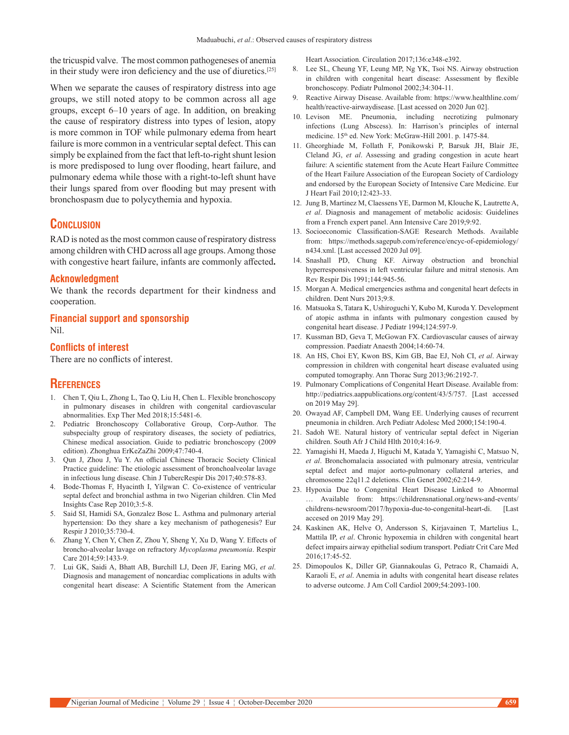the tricuspid valve. The most common pathogeneses of anemia in their study were iron deficiency and the use of diuretics.[25]

When we separate the causes of respiratory distress into age groups, we still noted atopy to be common across all age groups, except 6–10 years of age. In addition, on breaking the cause of respiratory distress into types of lesion, atopy is more common in TOF while pulmonary edema from heart failure is more common in a ventricular septal defect. This can simply be explained from the fact that left-to-right shunt lesion is more predisposed to lung over flooding, heart failure, and pulmonary edema while those with a right-to-left shunt have their lungs spared from over flooding but may present with bronchospasm due to polycythemia and hypoxia.

## Conclusion

RAD is noted as the most common cause of respiratory distress among children with CHD across all age groups. Among those with congestive heart failure, infants are commonly affected**.**

### Acknowledgment

We thank the records department for their kindness and cooperation.

### Financial support and sponsorship

Nil.

### Conflicts of interest

There are no conflicts of interest.

## References

1. Chen T, Qiu L, Zhong L, Tao Q, Liu H, Chen L. Flexible bronchoscopy in pulmonary diseases in children with congenital cardiovascular abnormalities. Exp Ther Med 2018;15:5481-6.
2. Pediatric Bronchoscopy Collaborative Group, Corp-Author. The subspecialty group of respiratory diseases, the society of pediatrics, Chinese medical association. Guide to pediatric bronchoscopy (2009 edition). Zhonghua ErKeZaZhi 2009;47:740-4.
3. Qun J, Zhou J, Yu Y. An official Chinese Thoracic Society Clinical Practice guideline: The etiologic assessment of bronchoalveolar lavage in infectious lung disease. Chin J TubercRespir Dis 2017;40:578-83.
4. Bode-Thomas F, Hyacinth I, Yilgwan C. Co-existence of ventricular septal defect and bronchial asthma in two Nigerian children. Clin Med Insights Case Rep 2010;3:5-8.
5. Said SI, Hamidi SA, Gonzalez Bosc L. Asthma and pulmonary arterial hypertension: Do they share a key mechanism of pathogenesis? Eur Respir J 2010;35:730-4.
6. Zhang Y, Chen Y, Chen Z, Zhou Y, Sheng Y, Xu D, Wang Y. Effects of broncho-alveolar lavage on refractory *Mycoplasma pneumonia*. Respir Care 2014;59:1433-9.
7. Lui GK, Saidi A, Bhatt AB, Burchill LJ, Deen JF, Earing MG, *et al*. Diagnosis and management of noncardiac complications in adults with congenital heart disease: A Scientific Statement from the American Heart Association. Circulation 2017;136:e348-e392.
8. Lee SL, Cheung YF, Leung MP, Ng YK, Tsoi NS. Airway obstruction in children with congenital heart disease: Assessment by flexible bronchoscopy. Pediatr Pulmonol 2002;34:304-11.
9. Reactive Airway Disease. Available from: https://www.healthline.com/health/reactive-airwaydisease. [Last accessed on 2020 Jun 02].
10. Levison ME. Pneumonia, including necrotizing pulmonary infections (Lung Abscess). In: Harrison's principles of internal medicine. 15th ed. New York: McGraw-Hill 2001. p. 1475-84.
11. Gheorghiade M, Follath F, Ponikowski P, Barsuk JH, Blair JE, Cleland JG, *et al*. Assessing and grading congestion in acute heart failure: A scientific statement from the Acute Heart Failure Committee of the Heart Failure Association of the European Society of Cardiology and endorsed by the European Society of Intensive Care Medicine. Eur J Heart Fail 2010;12:423-33.
12. Jung B, Martinez M, Claessens YE, Darmon M, Klouche K, Lautrette A, *et al*. Diagnosis and management of metabolic acidosis: Guidelines from a French expert panel. Ann Intensive Care 2019;9:92.
13. Socioeconomic Classification-SAGE Research Methods. Available from: https://methods.sagepub.com/reference/encyc-of-epidemiology/n434.xml. [Last accessed 2020 Jul 09].
14. Snashall PD, Chung KF. Airway obstruction and bronchial hyperresponsiveness in left ventricular failure and mitral stenosis. Am Rev Respir Dis 1991;144:945-56.
15. Morgan A. Medical emergencies asthma and congenital heart defects in children. Dent Nurs 2013;9:8.
16. Matsuoka S, Tatara K, Ushiroguchi Y, Kubo M, Kuroda Y. Development of atopic asthma in infants with pulmonary congestion caused by congenital heart disease. J Pediatr 1994;124:597-9.
17. Kussman BD, Geva T, McGowan FX. Cardiovascular causes of airway compression. Paediatr Anaesth 2004;14:60-74.
18. An HS, Choi EY, Kwon BS, Kim GB, Bae EJ, Noh CI, *et al*. Airway compression in children with congenital heart disease evaluated using computed tomography. Ann Thorac Surg 2013;96:2192-7.
19. Pulmonary Complications of Congenital Heart Disease. Available from: http://pediatrics.aappublications.org/content/43/5/757. [Last accessed on 2019 May 29].
20. Owayad AF, Campbell DM, Wang EE. Underlying causes of recurrent pneumonia in children. Arch Pediatr Adolesc Med 2000;154:190-4.
21. Sadoh WE. Natural history of ventricular septal defect in Nigerian children. South Afr J Child Hlth 2010;4:16-9.
22. Yamagishi H, Maeda J, Higuchi M, Katada Y, Yamagishi C, Matsuo N, *et al*. Bronchomalacia associated with pulmonary atresia, ventricular septal defect and major aorto-pulmonary collateral arteries, and chromosome 22q11.2 deletions. Clin Genet 2002;62:214-9.
23. Hypoxia Due to Congenital Heart Disease Linked to Abnormal … Available from: https://childrensnational.org/news-and-events/childrens-newsroom/2017/hypoxia-due-to-congenital-heart-di. [Last accesed on 2019 May 29].
24. Kaskinen AK, Helve O, Andersson S, Kirjavainen T, Martelius L, Mattila IP, *et al*. Chronic hypoxemia in children with congenital heart defect impairs airway epithelial sodium transport. Pediatr Crit Care Med 2016;17:45-52.
25. Dimopoulos K, Diller GP, Giannakoulas G, Petraco R, Chamaidi A, Karaoli E, *et al*. Anemia in adults with congenital heart disease relates to adverse outcome. J Am Coll Cardiol 2009;54:2093-100.